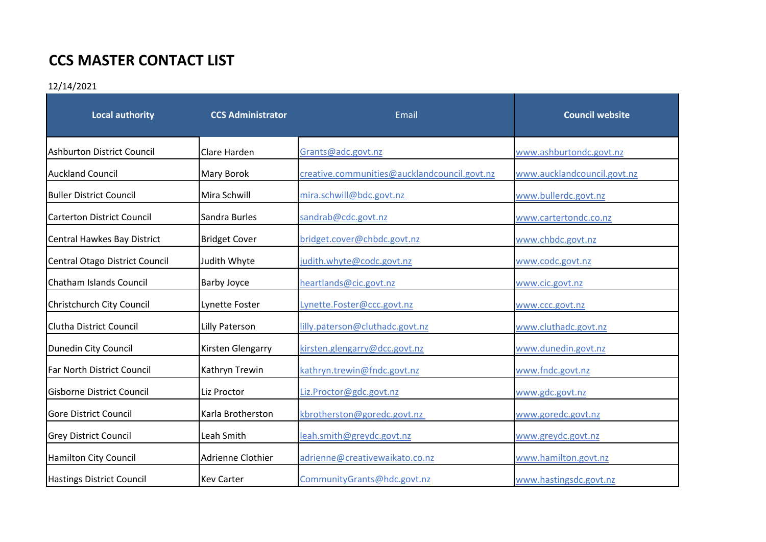# CCS MASTER CONTACT LIST

12/14/2021

| Local authority | CCS Administrator | Email | Council website |
|---|---|---|---|
| Ashburton District Council | Clare Harden | Grants@adc.govt.nz | www.ashburtondc.govt.nz |
| Auckland Council | Mary Borok | creative.communities@aucklandcouncil.govt.nz | www.aucklandcouncil.govt.nz |
| Buller District Council | Mira Schwill | mira.schwill@bdc.govt.nz | www.bullerdc.govt.nz |
| Carterton District Council | Sandra Burles | sandrab@cdc.govt.nz | www.cartertondc.co.nz |
| Central Hawkes Bay District | Bridget Cover | bridget.cover@chbdc.govt.nz | www.chbdc.govt.nz |
| Central Otago District Council | Judith Whyte | judith.whyte@codc.govt.nz | www.codc.govt.nz |
| Chatham Islands Council | Barby Joyce | heartlands@cic.govt.nz | www.cic.govt.nz |
| Christchurch City Council | Lynette Foster | Lynette.Foster@ccc.govt.nz | www.ccc.govt.nz |
| Clutha District Council | Lilly Paterson | lilly.paterson@cluthadc.govt.nz | www.cluthadc.govt.nz |
| Dunedin City Council | Kirsten Glengarry | kirsten.glengarry@dcc.govt.nz | www.dunedin.govt.nz |
| Far North District Council | Kathryn Trewin | kathryn.trewin@fndc.govt.nz | www.fndc.govt.nz |
| Gisborne District Council | Liz Proctor | Liz.Proctor@gdc.govt.nz | www.gdc.govt.nz |
| Gore District Council | Karla Brotherston | kbrotherston@goredc.govt.nz | www.goredc.govt.nz |
| Grey District Council | Leah Smith | leah.smith@greydc.govt.nz | www.greydc.govt.nz |
| Hamilton City Council | Adrienne Clothier | adrienne@creativewaikato.co.nz | www.hamilton.govt.nz |
| Hastings District Council | Kev Carter | CommunityGrants@hdc.govt.nz | www.hastingsdc.govt.nz |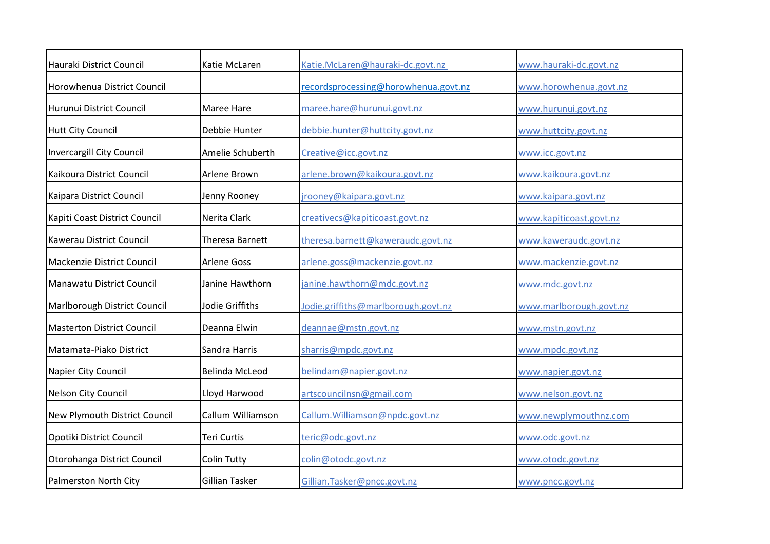| | | | |
|---|---|---|---|
| Hauraki District Council | Katie McLaren | Katie.McLaren@hauraki-dc.govt.nz | www.hauraki-dc.govt.nz |
| Horowhenua District Council | | recordsprocessing@horowhenua.govt.nz | www.horowhenua.govt.nz |
| Hurunui District Council | Maree Hare | maree.hare@hurunui.govt.nz | www.hurunui.govt.nz |
| Hutt City Council | Debbie Hunter | debbie.hunter@huttcity.govt.nz | www.huttcity.govt.nz |
| Invercargill City Council | Amelie Schuberth | Creative@icc.govt.nz | www.icc.govt.nz |
| Kaikoura District Council | Arlene Brown | arlene.brown@kaikoura.govt.nz | www.kaikoura.govt.nz |
| Kaipara District Council | Jenny Rooney | jrooney@kaipara.govt.nz | www.kaipara.govt.nz |
| Kapiti Coast District Council | Nerita Clark | creativecs@kapiticoast.govt.nz | www.kapiticoast.govt.nz |
| Kawerau District Council | Theresa Barnett | theresa.barnett@kaweraudc.govt.nz | www.kaweraudc.govt.nz |
| Mackenzie District Council | Arlene Goss | arlene.goss@mackenzie.govt.nz | www.mackenzie.govt.nz |
| Manawatu District Council | Janine Hawthorn | janine.hawthorn@mdc.govt.nz | www.mdc.govt.nz |
| Marlborough District Council | Jodie Griffiths | Jodie.griffiths@marlborough.govt.nz | www.marlborough.govt.nz |
| Masterton District Council | Deanna Elwin | deannae@mstn.govt.nz | www.mstn.govt.nz |
| Matamata-Piako District | Sandra Harris | sharris@mpdc.govt.nz | www.mpdc.govt.nz |
| Napier City Council | Belinda McLeod | belindam@napier.govt.nz | www.napier.govt.nz |
| Nelson City Council | Lloyd Harwood | artscouncilnsn@gmail.com | www.nelson.govt.nz |
| New Plymouth District Council | Callum Williamson | Callum.Williamson@npdc.govt.nz | www.newplymouthnz.com |
| Opotiki District Council | Teri Curtis | teric@odc.govt.nz | www.odc.govt.nz |
| Otorohanga District Council | Colin Tutty | colin@otodc.govt.nz | www.otodc.govt.nz |
| Palmerston North City | Gillian Tasker | Gillian.Tasker@pncc.govt.nz | www.pncc.govt.nz |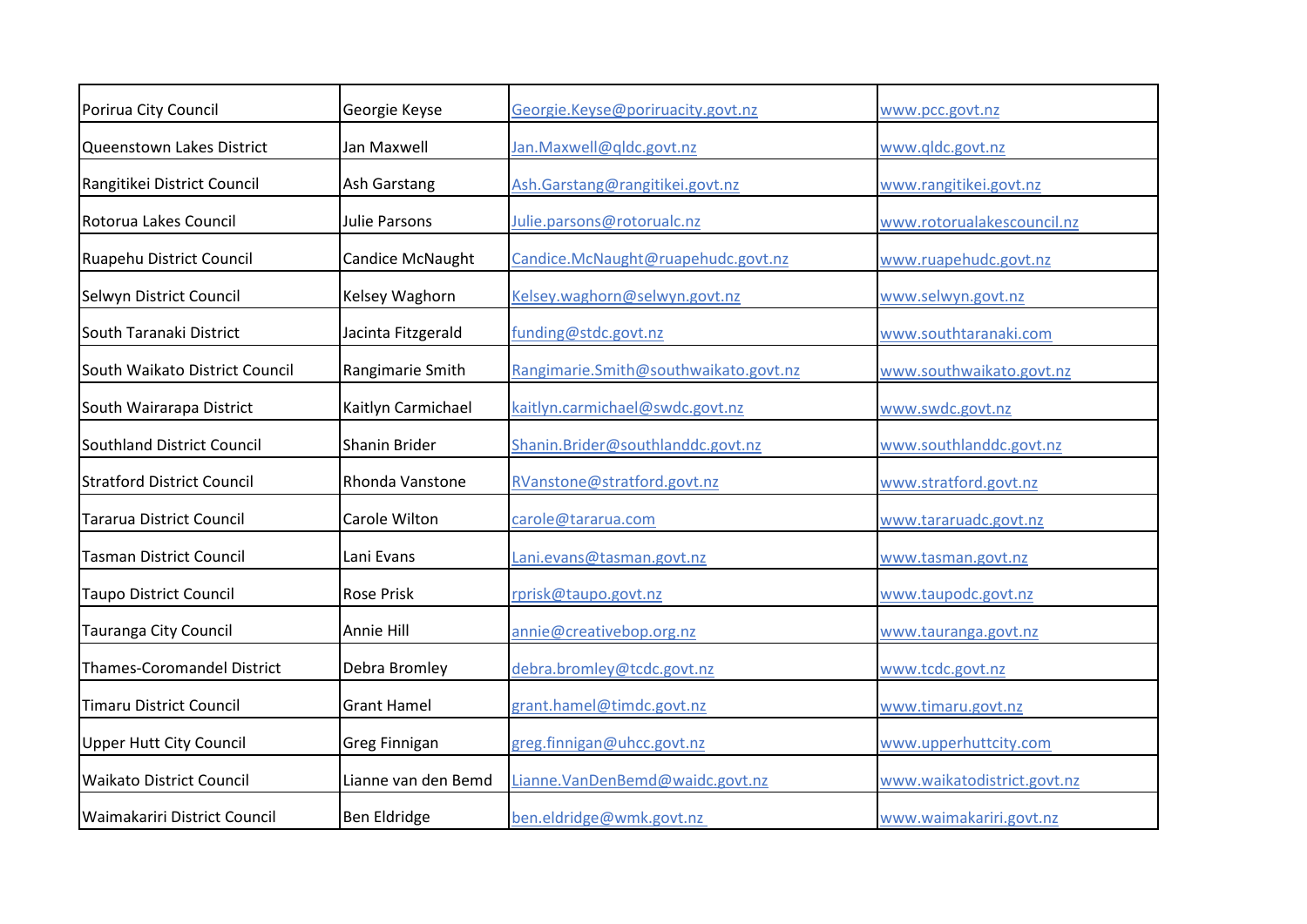| | | | |
|---|---|---|---|
| Porirua City Council | Georgie Keyse | Georgie.Keyse@poriruacity.govt.nz | www.pcc.govt.nz |
| Queenstown Lakes District | Jan Maxwell | Jan.Maxwell@qldc.govt.nz | www.qldc.govt.nz |
| Rangitikei District Council | Ash Garstang | Ash.Garstang@rangitikei.govt.nz | www.rangitikei.govt.nz |
| Rotorua Lakes Council | Julie Parsons | Julie.parsons@rotorualc.nz | www.rotorualakescouncil.nz |
| Ruapehu District Council | Candice McNaught | Candice.McNaught@ruapehudc.govt.nz | www.ruapehudc.govt.nz |
| Selwyn District Council | Kelsey Waghorn | Kelsey.waghorn@selwyn.govt.nz | www.selwyn.govt.nz |
| South Taranaki District | Jacinta Fitzgerald | funding@stdc.govt.nz | www.southtaranaki.com |
| South Waikato District Council | Rangimarie Smith | Rangimarie.Smith@southwaikato.govt.nz | www.southwaikato.govt.nz |
| South Wairarapa District | Kaitlyn Carmichael | kaitlyn.carmichael@swdc.govt.nz | www.swdc.govt.nz |
| Southland District Council | Shanin Brider | Shanin.Brider@southlanddc.govt.nz | www.southlanddc.govt.nz |
| Stratford District Council | Rhonda Vanstone | RVanstone@stratford.govt.nz | www.stratford.govt.nz |
| Tararua District Council | Carole Wilton | carole@tararua.com | www.tararuadc.govt.nz |
| Tasman District Council | Lani Evans | Lani.evans@tasman.govt.nz | www.tasman.govt.nz |
| Taupo District Council | Rose Prisk | rprisk@taupo.govt.nz | www.taupodc.govt.nz |
| Tauranga City Council | Annie Hill | annie@creativebop.org.nz | www.tauranga.govt.nz |
| Thames-Coromandel District | Debra Bromley | debra.bromley@tcdc.govt.nz | www.tcdc.govt.nz |
| Timaru District Council | Grant Hamel | grant.hamel@timdc.govt.nz | www.timaru.govt.nz |
| Upper Hutt City Council | Greg Finnigan | greg.finnigan@uhcc.govt.nz | www.upperhuttcity.com |
| Waikato District Council | Lianne van den Bemd | Lianne.VanDenBemd@waidc.govt.nz | www.waikatodistrict.govt.nz |
| Waimakariri District Council | Ben Eldridge | ben.eldridge@wmk.govt.nz | www.waimakariri.govt.nz |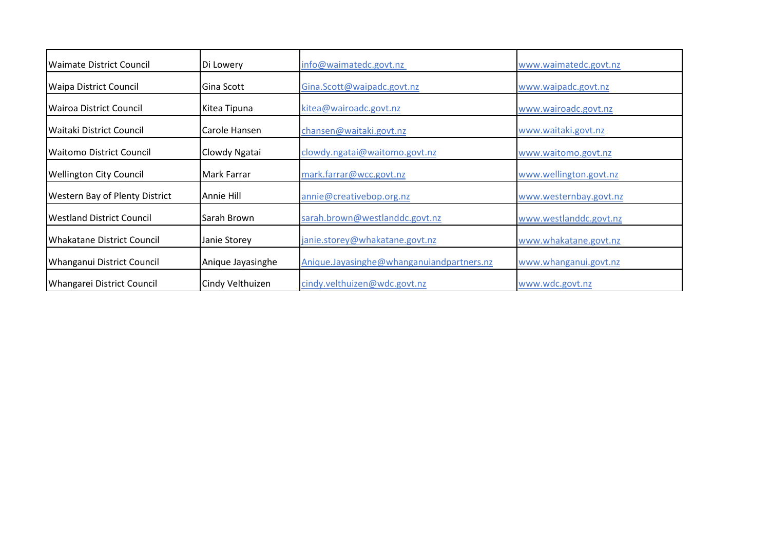| | | | |
|---|---|---|---|
| Waimate District Council | Di Lowery | info@waimatedc.govt.nz | www.waimatedc.govt.nz |
| Waipa District Council | Gina Scott | Gina.Scott@waipadc.govt.nz | www.waipadc.govt.nz |
| Wairoa District Council | Kitea Tipuna | kitea@wairoadc.govt.nz | www.wairoadc.govt.nz |
| Waitaki District Council | Carole Hansen | chansen@waitaki.govt.nz | www.waitaki.govt.nz |
| Waitomo District Council | Clowdy Ngatai | clowdy.ngatai@waitomo.govt.nz | www.waitomo.govt.nz |
| Wellington City Council | Mark Farrar | mark.farrar@wcc.govt.nz | www.wellington.govt.nz |
| Western Bay of Plenty District | Annie Hill | annie@creativebop.org.nz | www.westernbay.govt.nz |
| Westland District Council | Sarah Brown | sarah.brown@westlanddc.govt.nz | www.westlanddc.govt.nz |
| Whakatane District Council | Janie Storey | janie.storey@whakatane.govt.nz | www.whakatane.govt.nz |
| Whanganui District Council | Anique Jayasinghe | Anique.Jayasinghe@whanganuiandpartners.nz | www.whanganui.govt.nz |
| Whangarei District Council | Cindy Velthuizen | cindy.velthuizen@wdc.govt.nz | www.wdc.govt.nz |